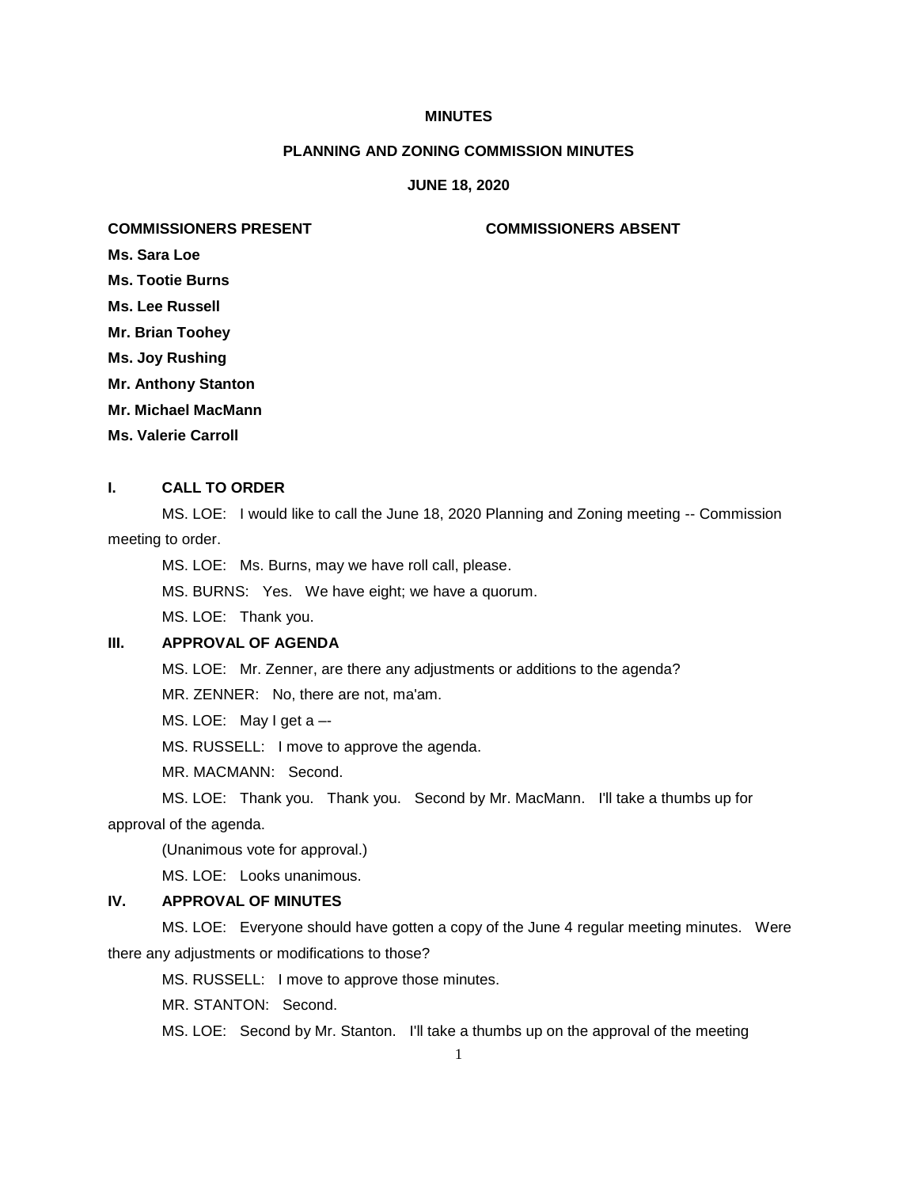**MINUTES**

**PLANNING AND ZONING COMMISSION MINUTES**

**JUNE 18, 2020**

| **COMMISSIONERS PRESENT** | **COMMISSIONERS ABSENT** |
|---|---|
| **Ms. Sara Loe** | |
| **Ms. Tootie Burns** | |
| **Ms. Lee Russell** | |
| **Mr. Brian Toohey** | |
| **Ms. Joy Rushing** | |
| **Mr. Anthony Stanton** | |
| **Mr. Michael MacMann** | |
| **Ms. Valerie Carroll** | |

## I. CALL TO ORDER

MS. LOE: I would like to call the June 18, 2020 Planning and Zoning meeting -- Commission meeting to order.

MS. LOE: Ms. Burns, may we have roll call, please.

MS. BURNS: Yes. We have eight; we have a quorum.

MS. LOE: Thank you.

## III. APPROVAL OF AGENDA

MS. LOE: Mr. Zenner, are there any adjustments or additions to the agenda?

MR. ZENNER: No, there are not, ma'am.

MS. LOE: May I get a –-

MS. RUSSELL: I move to approve the agenda.

MR. MACMANN: Second.

MS. LOE: Thank you. Thank you. Second by Mr. MacMann. I'll take a thumbs up for approval of the agenda.

(Unanimous vote for approval.)

MS. LOE: Looks unanimous.

## IV. APPROVAL OF MINUTES

MS. LOE: Everyone should have gotten a copy of the June 4 regular meeting minutes. Were there any adjustments or modifications to those?

MS. RUSSELL: I move to approve those minutes.

MR. STANTON: Second.

MS. LOE: Second by Mr. Stanton. I'll take a thumbs up on the approval of the meeting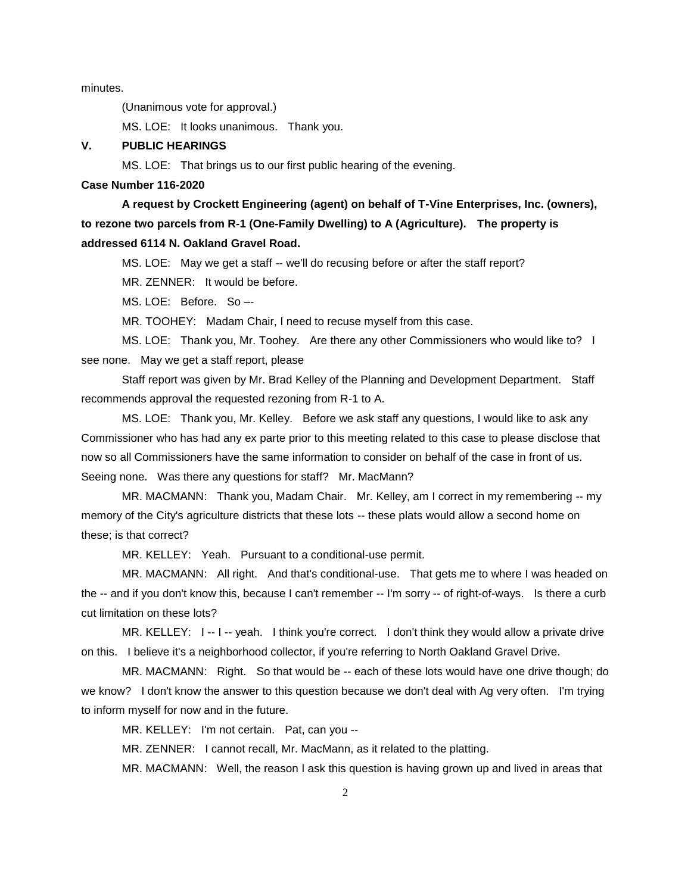minutes.

(Unanimous vote for approval.)

MS. LOE: It looks unanimous. Thank you.

## V. PUBLIC HEARINGS

MS. LOE: That brings us to our first public hearing of the evening.

**Case Number 116-2020**

**A request by Crockett Engineering (agent) on behalf of T-Vine Enterprises, Inc. (owners), to rezone two parcels from R-1 (One-Family Dwelling) to A (Agriculture). The property is addressed 6114 N. Oakland Gravel Road.**

MS. LOE: May we get a staff -- we'll do recusing before or after the staff report?

MR. ZENNER: It would be before.

MS. LOE: Before. So –-

MR. TOOHEY: Madam Chair, I need to recuse myself from this case.

MS. LOE: Thank you, Mr. Toohey. Are there any other Commissioners who would like to? I see none. May we get a staff report, please

Staff report was given by Mr. Brad Kelley of the Planning and Development Department. Staff recommends approval the requested rezoning from R-1 to A.

MS. LOE: Thank you, Mr. Kelley. Before we ask staff any questions, I would like to ask any Commissioner who has had any ex parte prior to this meeting related to this case to please disclose that now so all Commissioners have the same information to consider on behalf of the case in front of us. Seeing none. Was there any questions for staff? Mr. MacMann?

MR. MACMANN: Thank you, Madam Chair. Mr. Kelley, am I correct in my remembering -- my memory of the City's agriculture districts that these lots -- these plats would allow a second home on these; is that correct?

MR. KELLEY: Yeah. Pursuant to a conditional-use permit.

MR. MACMANN: All right. And that's conditional-use. That gets me to where I was headed on the -- and if you don't know this, because I can't remember -- I'm sorry -- of right-of-ways. Is there a curb cut limitation on these lots?

MR. KELLEY: I -- I -- yeah. I think you're correct. I don't think they would allow a private drive on this. I believe it's a neighborhood collector, if you're referring to North Oakland Gravel Drive.

MR. MACMANN: Right. So that would be -- each of these lots would have one drive though; do we know? I don't know the answer to this question because we don't deal with Ag very often. I'm trying to inform myself for now and in the future.

MR. KELLEY: I'm not certain. Pat, can you --

MR. ZENNER: I cannot recall, Mr. MacMann, as it related to the platting.

MR. MACMANN: Well, the reason I ask this question is having grown up and lived in areas that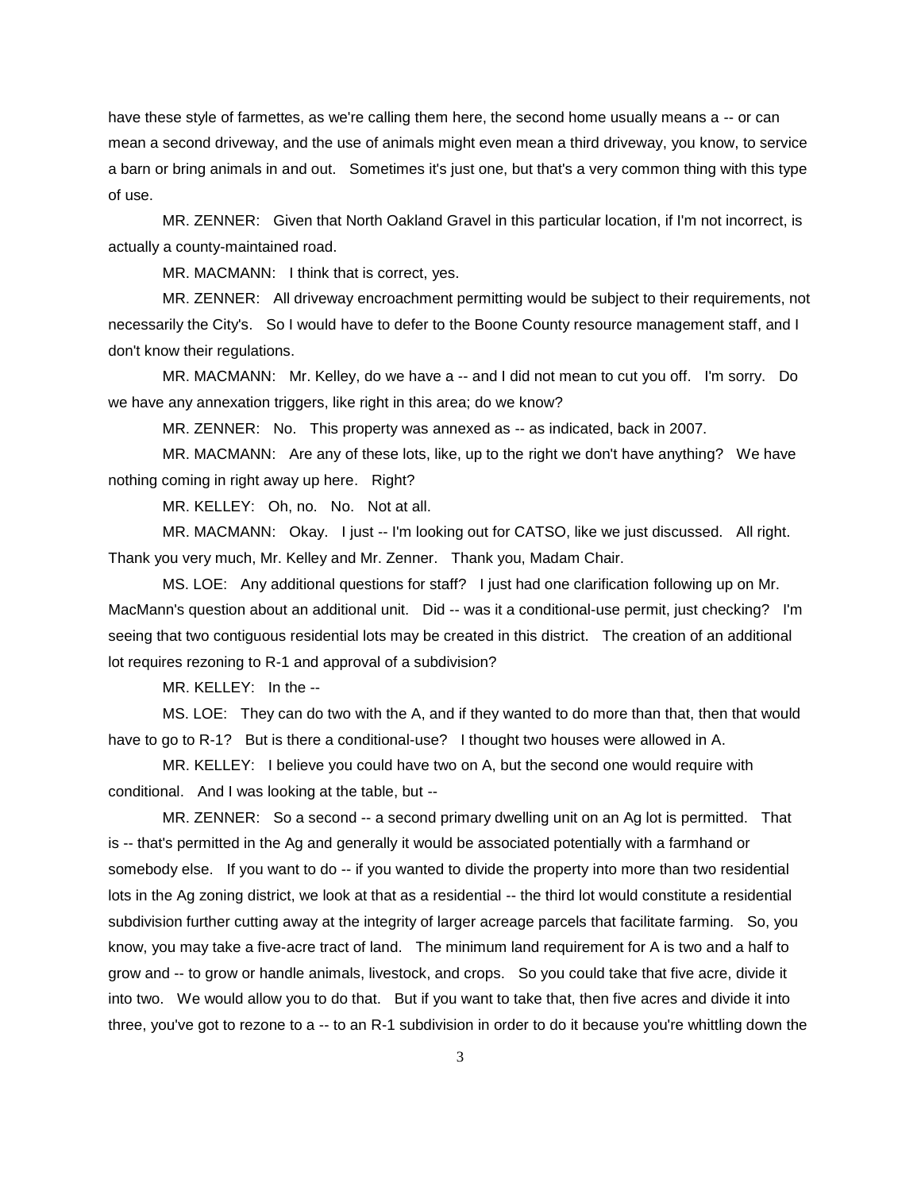have these style of farmettes, as we're calling them here, the second home usually means a -- or can mean a second driveway, and the use of animals might even mean a third driveway, you know, to service a barn or bring animals in and out. Sometimes it's just one, but that's a very common thing with this type of use.

MR. ZENNER: Given that North Oakland Gravel in this particular location, if I'm not incorrect, is actually a county-maintained road.

MR. MACMANN: I think that is correct, yes.

MR. ZENNER: All driveway encroachment permitting would be subject to their requirements, not necessarily the City's. So I would have to defer to the Boone County resource management staff, and I don't know their regulations.

MR. MACMANN: Mr. Kelley, do we have a -- and I did not mean to cut you off. I'm sorry. Do we have any annexation triggers, like right in this area; do we know?

MR. ZENNER: No. This property was annexed as -- as indicated, back in 2007.

MR. MACMANN: Are any of these lots, like, up to the right we don't have anything? We have nothing coming in right away up here. Right?

MR. KELLEY: Oh, no. No. Not at all.

MR. MACMANN: Okay. I just -- I'm looking out for CATSO, like we just discussed. All right. Thank you very much, Mr. Kelley and Mr. Zenner. Thank you, Madam Chair.

MS. LOE: Any additional questions for staff? I just had one clarification following up on Mr. MacMann's question about an additional unit. Did -- was it a conditional-use permit, just checking? I'm seeing that two contiguous residential lots may be created in this district. The creation of an additional lot requires rezoning to R-1 and approval of a subdivision?

MR. KELLEY: In the --

MS. LOE: They can do two with the A, and if they wanted to do more than that, then that would have to go to R-1? But is there a conditional-use? I thought two houses were allowed in A.

MR. KELLEY: I believe you could have two on A, but the second one would require with conditional. And I was looking at the table, but --

MR. ZENNER: So a second -- a second primary dwelling unit on an Ag lot is permitted. That is -- that's permitted in the Ag and generally it would be associated potentially with a farmhand or somebody else. If you want to do -- if you wanted to divide the property into more than two residential lots in the Ag zoning district, we look at that as a residential -- the third lot would constitute a residential subdivision further cutting away at the integrity of larger acreage parcels that facilitate farming. So, you know, you may take a five-acre tract of land. The minimum land requirement for A is two and a half to grow and -- to grow or handle animals, livestock, and crops. So you could take that five acre, divide it into two. We would allow you to do that. But if you want to take that, then five acres and divide it into three, you've got to rezone to a -- to an R-1 subdivision in order to do it because you're whittling down the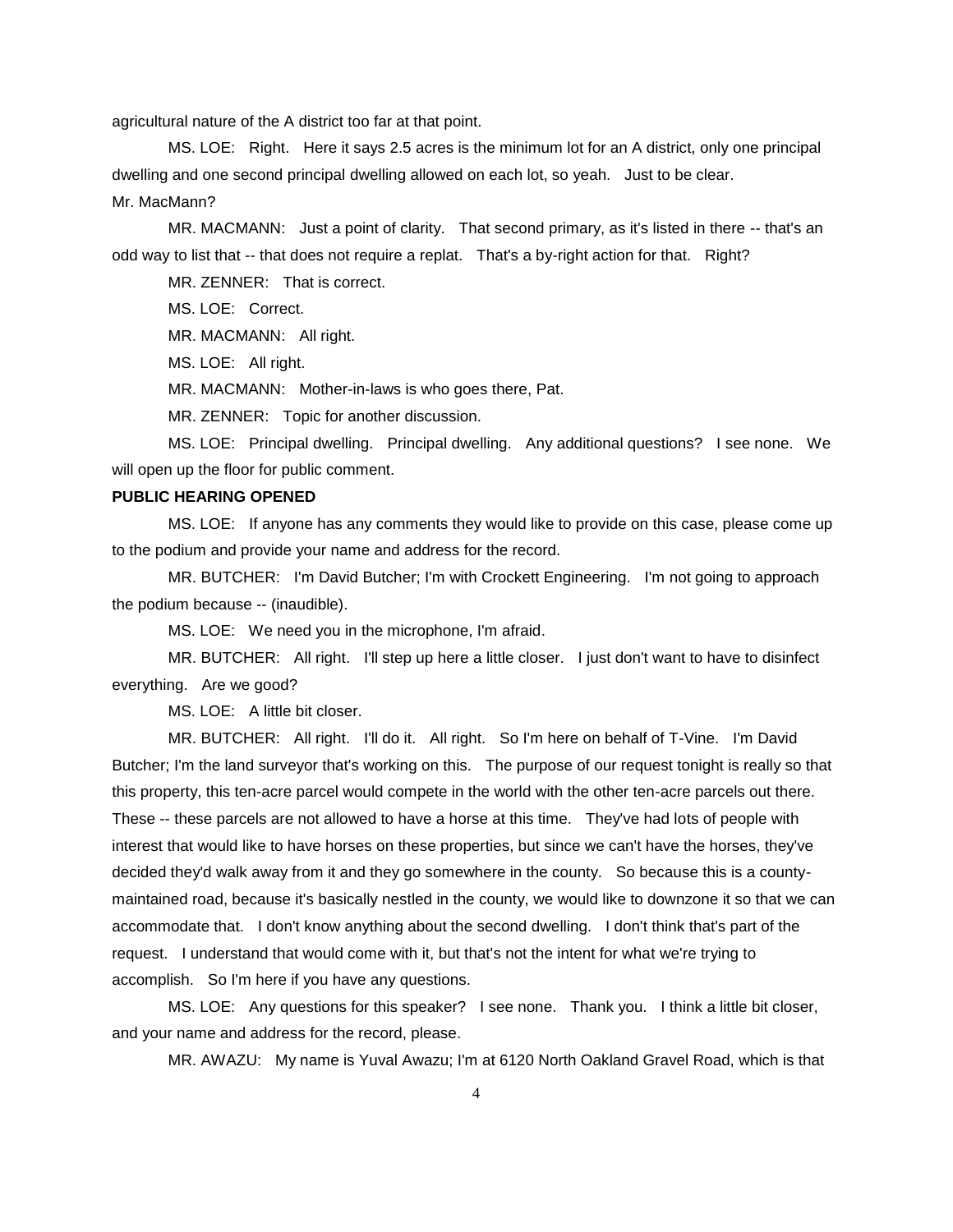agricultural nature of the A district too far at that point.

MS. LOE: Right. Here it says 2.5 acres is the minimum lot for an A district, only one principal dwelling and one second principal dwelling allowed on each lot, so yeah. Just to be clear. Mr. MacMann?

MR. MACMANN: Just a point of clarity. That second primary, as it's listed in there -- that's an odd way to list that -- that does not require a replat. That's a by-right action for that. Right?

MR. ZENNER: That is correct.

MS. LOE: Correct.

MR. MACMANN: All right.

MS. LOE: All right.

MR. MACMANN: Mother-in-laws is who goes there, Pat.

MR. ZENNER: Topic for another discussion.

MS. LOE: Principal dwelling. Principal dwelling. Any additional questions? I see none. We will open up the floor for public comment.

**PUBLIC HEARING OPENED**

MS. LOE: If anyone has any comments they would like to provide on this case, please come up to the podium and provide your name and address for the record.

MR. BUTCHER: I'm David Butcher; I'm with Crockett Engineering. I'm not going to approach the podium because -- (inaudible).

MS. LOE: We need you in the microphone, I'm afraid.

MR. BUTCHER: All right. I'll step up here a little closer. I just don't want to have to disinfect everything. Are we good?

MS. LOE: A little bit closer.

MR. BUTCHER: All right. I'll do it. All right. So I'm here on behalf of T-Vine. I'm David Butcher; I'm the land surveyor that's working on this. The purpose of our request tonight is really so that this property, this ten-acre parcel would compete in the world with the other ten-acre parcels out there. These -- these parcels are not allowed to have a horse at this time. They've had lots of people with interest that would like to have horses on these properties, but since we can't have the horses, they've decided they'd walk away from it and they go somewhere in the county. So because this is a county-maintained road, because it's basically nestled in the county, we would like to downzone it so that we can accommodate that. I don't know anything about the second dwelling. I don't think that's part of the request. I understand that would come with it, but that's not the intent for what we're trying to accomplish. So I'm here if you have any questions.

MS. LOE: Any questions for this speaker? I see none. Thank you. I think a little bit closer, and your name and address for the record, please.

MR. AWAZU: My name is Yuval Awazu; I'm at 6120 North Oakland Gravel Road, which is that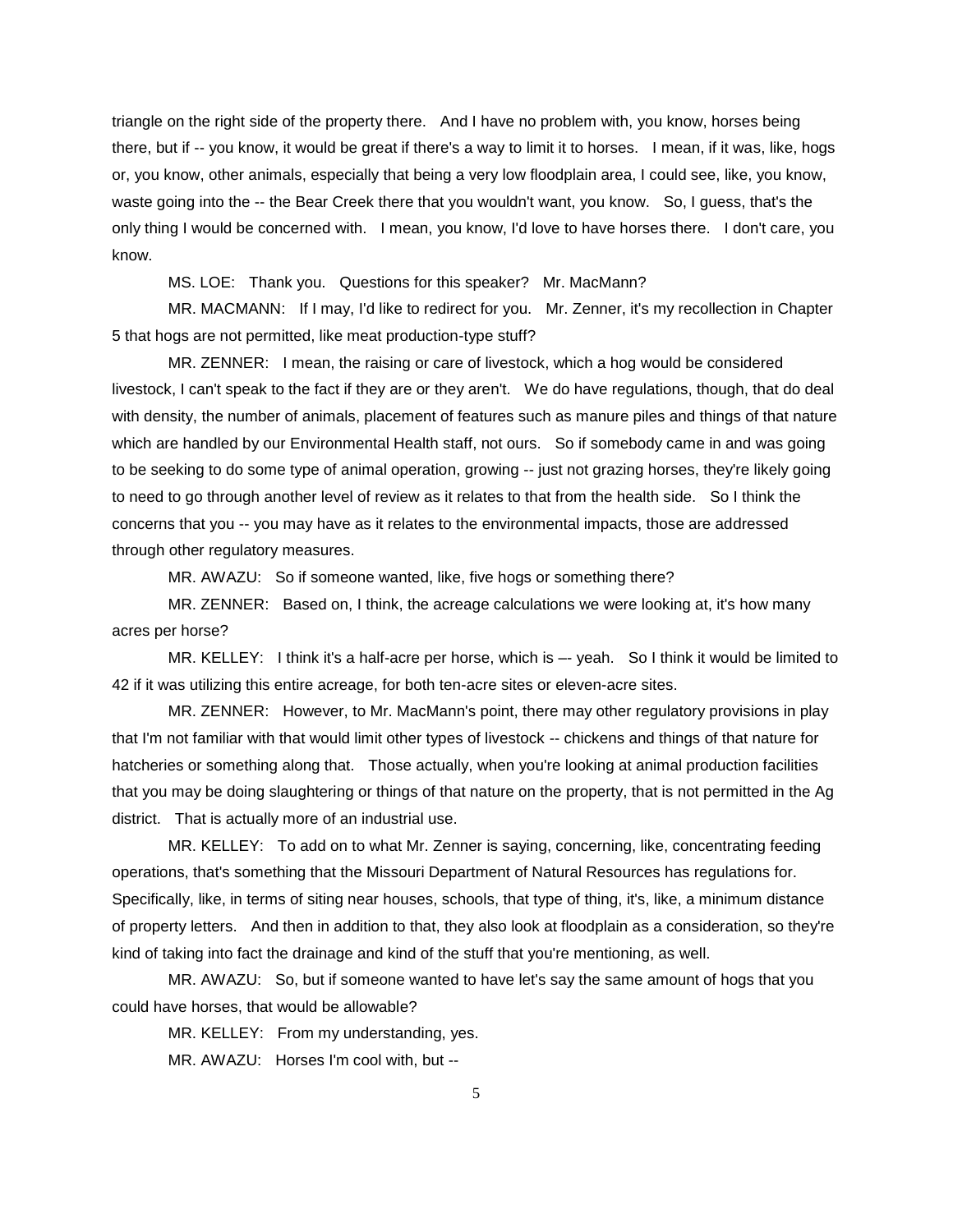triangle on the right side of the property there. And I have no problem with, you know, horses being there, but if -- you know, it would be great if there's a way to limit it to horses. I mean, if it was, like, hogs or, you know, other animals, especially that being a very low floodplain area, I could see, like, you know, waste going into the -- the Bear Creek there that you wouldn't want, you know. So, I guess, that's the only thing I would be concerned with. I mean, you know, I'd love to have horses there. I don't care, you know.

MS. LOE: Thank you. Questions for this speaker? Mr. MacMann?

MR. MACMANN: If I may, I'd like to redirect for you. Mr. Zenner, it's my recollection in Chapter 5 that hogs are not permitted, like meat production-type stuff?

MR. ZENNER: I mean, the raising or care of livestock, which a hog would be considered livestock, I can't speak to the fact if they are or they aren't. We do have regulations, though, that do deal with density, the number of animals, placement of features such as manure piles and things of that nature which are handled by our Environmental Health staff, not ours. So if somebody came in and was going to be seeking to do some type of animal operation, growing -- just not grazing horses, they're likely going to need to go through another level of review as it relates to that from the health side. So I think the concerns that you -- you may have as it relates to the environmental impacts, those are addressed through other regulatory measures.

MR. AWAZU: So if someone wanted, like, five hogs or something there?

MR. ZENNER: Based on, I think, the acreage calculations we were looking at, it's how many acres per horse?

MR. KELLEY: I think it's a half-acre per horse, which is –- yeah. So I think it would be limited to 42 if it was utilizing this entire acreage, for both ten-acre sites or eleven-acre sites.

MR. ZENNER: However, to Mr. MacMann's point, there may other regulatory provisions in play that I'm not familiar with that would limit other types of livestock -- chickens and things of that nature for hatcheries or something along that. Those actually, when you're looking at animal production facilities that you may be doing slaughtering or things of that nature on the property, that is not permitted in the Ag district. That is actually more of an industrial use.

MR. KELLEY: To add on to what Mr. Zenner is saying, concerning, like, concentrating feeding operations, that's something that the Missouri Department of Natural Resources has regulations for. Specifically, like, in terms of siting near houses, schools, that type of thing, it's, like, a minimum distance of property letters. And then in addition to that, they also look at floodplain as a consideration, so they're kind of taking into fact the drainage and kind of the stuff that you're mentioning, as well.

MR. AWAZU: So, but if someone wanted to have let's say the same amount of hogs that you could have horses, that would be allowable?

MR. KELLEY: From my understanding, yes.

MR. AWAZU: Horses I'm cool with, but --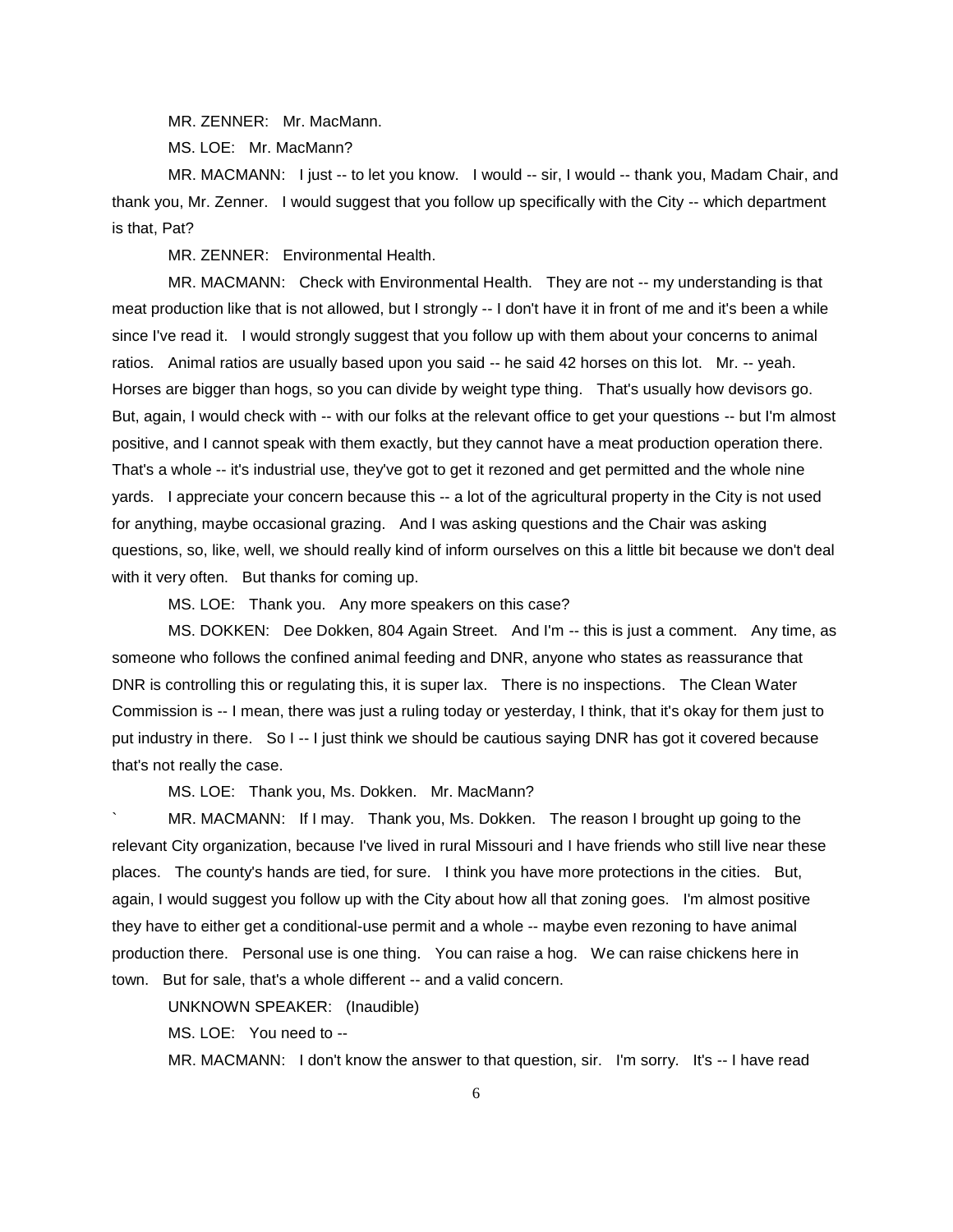MR. ZENNER: Mr. MacMann.

MS. LOE: Mr. MacMann?

MR. MACMANN: I just -- to let you know. I would -- sir, I would -- thank you, Madam Chair, and thank you, Mr. Zenner. I would suggest that you follow up specifically with the City -- which department is that, Pat?

MR. ZENNER: Environmental Health.

MR. MACMANN: Check with Environmental Health. They are not -- my understanding is that meat production like that is not allowed, but I strongly -- I don't have it in front of me and it's been a while since I've read it. I would strongly suggest that you follow up with them about your concerns to animal ratios. Animal ratios are usually based upon you said -- he said 42 horses on this lot. Mr. -- yeah. Horses are bigger than hogs, so you can divide by weight type thing. That's usually how devisors go. But, again, I would check with -- with our folks at the relevant office to get your questions -- but I'm almost positive, and I cannot speak with them exactly, but they cannot have a meat production operation there. That's a whole -- it's industrial use, they've got to get it rezoned and get permitted and the whole nine yards. I appreciate your concern because this -- a lot of the agricultural property in the City is not used for anything, maybe occasional grazing. And I was asking questions and the Chair was asking questions, so, like, well, we should really kind of inform ourselves on this a little bit because we don't deal with it very often. But thanks for coming up.

MS. LOE: Thank you. Any more speakers on this case?

MS. DOKKEN: Dee Dokken, 804 Again Street. And I'm -- this is just a comment. Any time, as someone who follows the confined animal feeding and DNR, anyone who states as reassurance that DNR is controlling this or regulating this, it is super lax. There is no inspections. The Clean Water Commission is -- I mean, there was just a ruling today or yesterday, I think, that it's okay for them just to put industry in there. So I -- I just think we should be cautious saying DNR has got it covered because that's not really the case.

MS. LOE: Thank you, Ms. Dokken. Mr. MacMann?

` MR. MACMANN: If I may. Thank you, Ms. Dokken. The reason I brought up going to the relevant City organization, because I've lived in rural Missouri and I have friends who still live near these places. The county's hands are tied, for sure. I think you have more protections in the cities. But, again, I would suggest you follow up with the City about how all that zoning goes. I'm almost positive they have to either get a conditional-use permit and a whole -- maybe even rezoning to have animal production there. Personal use is one thing. You can raise a hog. We can raise chickens here in town. But for sale, that's a whole different -- and a valid concern.

UNKNOWN SPEAKER: (Inaudible)

MS. LOE: You need to --

MR. MACMANN: I don't know the answer to that question, sir. I'm sorry. It's -- I have read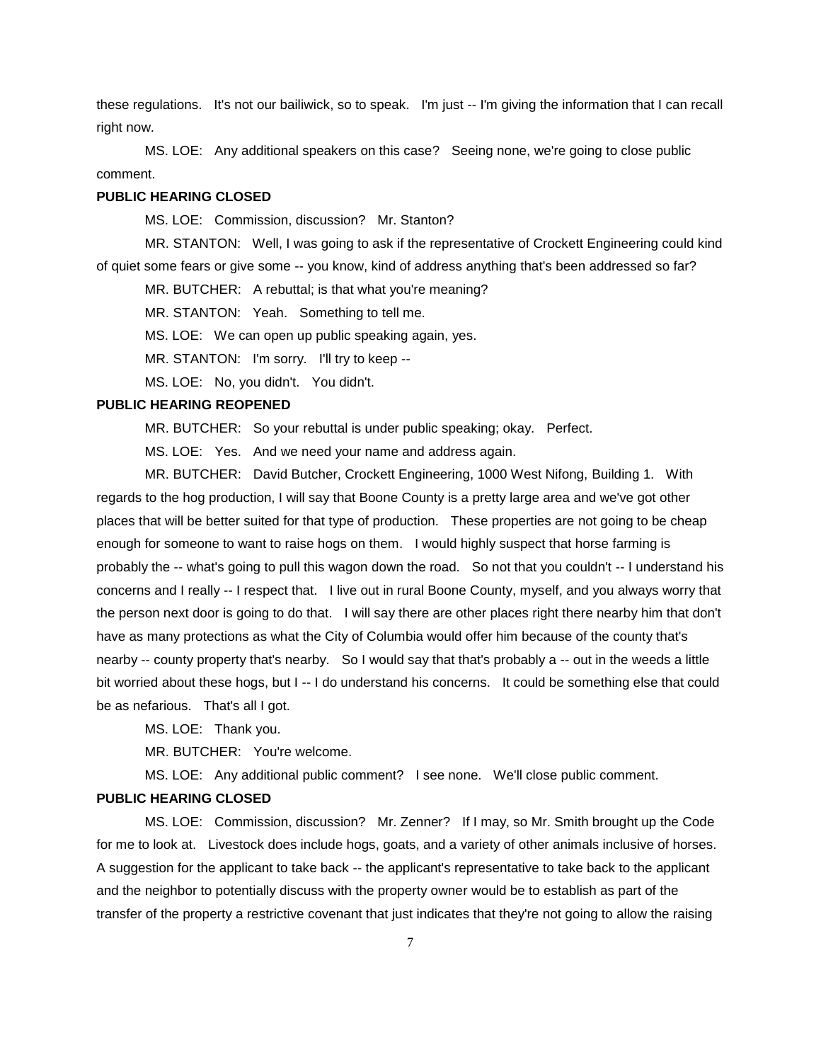these regulations. It's not our bailiwick, so to speak. I'm just -- I'm giving the information that I can recall right now.

MS. LOE: Any additional speakers on this case? Seeing none, we're going to close public comment.

**PUBLIC HEARING CLOSED**

MS. LOE: Commission, discussion? Mr. Stanton?

MR. STANTON: Well, I was going to ask if the representative of Crockett Engineering could kind of quiet some fears or give some -- you know, kind of address anything that's been addressed so far?

MR. BUTCHER: A rebuttal; is that what you're meaning?

MR. STANTON: Yeah. Something to tell me.

MS. LOE: We can open up public speaking again, yes.

MR. STANTON: I'm sorry. I'll try to keep --

MS. LOE: No, you didn't. You didn't.

**PUBLIC HEARING REOPENED**

MR. BUTCHER: So your rebuttal is under public speaking; okay. Perfect.

MS. LOE: Yes. And we need your name and address again.

MR. BUTCHER: David Butcher, Crockett Engineering, 1000 West Nifong, Building 1. With regards to the hog production, I will say that Boone County is a pretty large area and we've got other places that will be better suited for that type of production. These properties are not going to be cheap enough for someone to want to raise hogs on them. I would highly suspect that horse farming is probably the -- what's going to pull this wagon down the road. So not that you couldn't -- I understand his concerns and I really -- I respect that. I live out in rural Boone County, myself, and you always worry that the person next door is going to do that. I will say there are other places right there nearby him that don't have as many protections as what the City of Columbia would offer him because of the county that's nearby -- county property that's nearby. So I would say that that's probably a -- out in the weeds a little bit worried about these hogs, but I -- I do understand his concerns. It could be something else that could be as nefarious. That's all I got.

MS. LOE: Thank you.

MR. BUTCHER: You're welcome.

MS. LOE: Any additional public comment? I see none. We'll close public comment.

**PUBLIC HEARING CLOSED**

MS. LOE: Commission, discussion? Mr. Zenner? If I may, so Mr. Smith brought up the Code for me to look at. Livestock does include hogs, goats, and a variety of other animals inclusive of horses. A suggestion for the applicant to take back -- the applicant's representative to take back to the applicant and the neighbor to potentially discuss with the property owner would be to establish as part of the transfer of the property a restrictive covenant that just indicates that they're not going to allow the raising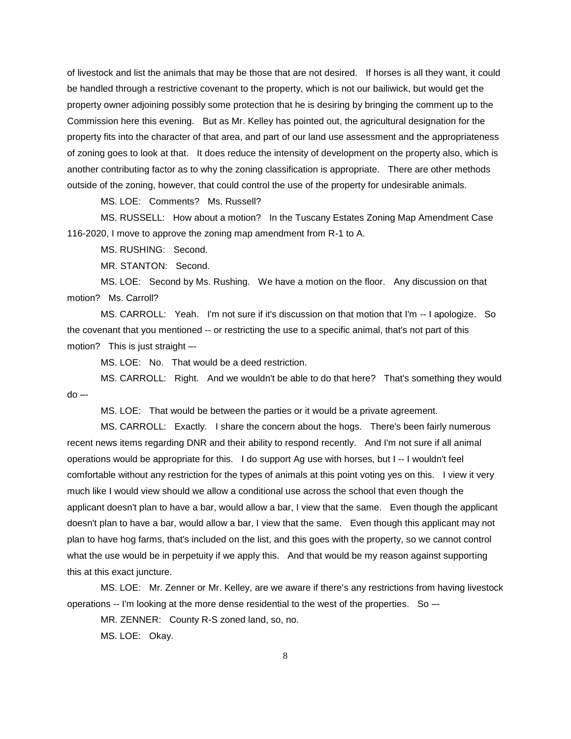of livestock and list the animals that may be those that are not desired. If horses is all they want, it could be handled through a restrictive covenant to the property, which is not our bailiwick, but would get the property owner adjoining possibly some protection that he is desiring by bringing the comment up to the Commission here this evening. But as Mr. Kelley has pointed out, the agricultural designation for the property fits into the character of that area, and part of our land use assessment and the appropriateness of zoning goes to look at that. It does reduce the intensity of development on the property also, which is another contributing factor as to why the zoning classification is appropriate. There are other methods outside of the zoning, however, that could control the use of the property for undesirable animals.

MS. LOE: Comments? Ms. Russell?

MS. RUSSELL: How about a motion? In the Tuscany Estates Zoning Map Amendment Case 116-2020, I move to approve the zoning map amendment from R-1 to A.

MS. RUSHING: Second.

MR. STANTON: Second.

MS. LOE: Second by Ms. Rushing. We have a motion on the floor. Any discussion on that motion? Ms. Carroll?

MS. CARROLL: Yeah. I'm not sure if it's discussion on that motion that I'm -- I apologize. So the covenant that you mentioned -- or restricting the use to a specific animal, that's not part of this motion? This is just straight –-

MS. LOE: No. That would be a deed restriction.

MS. CARROLL: Right. And we wouldn't be able to do that here? That's something they would do –-

MS. LOE: That would be between the parties or it would be a private agreement.

MS. CARROLL: Exactly. I share the concern about the hogs. There's been fairly numerous recent news items regarding DNR and their ability to respond recently. And I'm not sure if all animal operations would be appropriate for this. I do support Ag use with horses, but I -- I wouldn't feel comfortable without any restriction for the types of animals at this point voting yes on this. I view it very much like I would view should we allow a conditional use across the school that even though the applicant doesn't plan to have a bar, would allow a bar, I view that the same. Even though the applicant doesn't plan to have a bar, would allow a bar, I view that the same. Even though this applicant may not plan to have hog farms, that's included on the list, and this goes with the property, so we cannot control what the use would be in perpetuity if we apply this. And that would be my reason against supporting this at this exact juncture.

MS. LOE: Mr. Zenner or Mr. Kelley, are we aware if there's any restrictions from having livestock operations -- I'm looking at the more dense residential to the west of the properties. So –-

MR. ZENNER: County R-S zoned land, so, no.

MS. LOE: Okay.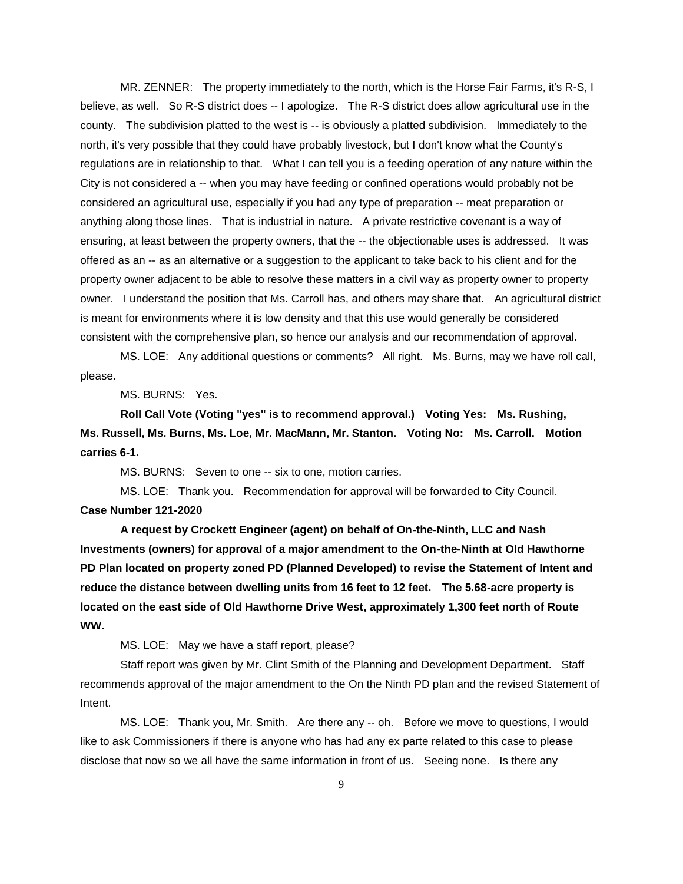MR. ZENNER: The property immediately to the north, which is the Horse Fair Farms, it's R-S, I believe, as well. So R-S district does -- I apologize. The R-S district does allow agricultural use in the county. The subdivision platted to the west is -- is obviously a platted subdivision. Immediately to the north, it's very possible that they could have probably livestock, but I don't know what the County's regulations are in relationship to that. What I can tell you is a feeding operation of any nature within the City is not considered a -- when you may have feeding or confined operations would probably not be considered an agricultural use, especially if you had any type of preparation -- meat preparation or anything along those lines. That is industrial in nature. A private restrictive covenant is a way of ensuring, at least between the property owners, that the -- the objectionable uses is addressed. It was offered as an -- as an alternative or a suggestion to the applicant to take back to his client and for the property owner adjacent to be able to resolve these matters in a civil way as property owner to property owner. I understand the position that Ms. Carroll has, and others may share that. An agricultural district is meant for environments where it is low density and that this use would generally be considered consistent with the comprehensive plan, so hence our analysis and our recommendation of approval.

MS. LOE: Any additional questions or comments? All right. Ms. Burns, may we have roll call, please.

MS. BURNS: Yes.

**Roll Call Vote (Voting "yes" is to recommend approval.) Voting Yes: Ms. Rushing, Ms. Russell, Ms. Burns, Ms. Loe, Mr. MacMann, Mr. Stanton. Voting No: Ms. Carroll. Motion carries 6-1.**

MS. BURNS: Seven to one -- six to one, motion carries.

MS. LOE: Thank you. Recommendation for approval will be forwarded to City Council.

**Case Number 121-2020**

**A request by Crockett Engineer (agent) on behalf of On-the-Ninth, LLC and Nash Investments (owners) for approval of a major amendment to the On-the-Ninth at Old Hawthorne PD Plan located on property zoned PD (Planned Developed) to revise the Statement of Intent and reduce the distance between dwelling units from 16 feet to 12 feet. The 5.68-acre property is located on the east side of Old Hawthorne Drive West, approximately 1,300 feet north of Route WW.**

MS. LOE: May we have a staff report, please?

Staff report was given by Mr. Clint Smith of the Planning and Development Department. Staff recommends approval of the major amendment to the On the Ninth PD plan and the revised Statement of Intent.

MS. LOE: Thank you, Mr. Smith. Are there any -- oh. Before we move to questions, I would like to ask Commissioners if there is anyone who has had any ex parte related to this case to please disclose that now so we all have the same information in front of us. Seeing none. Is there any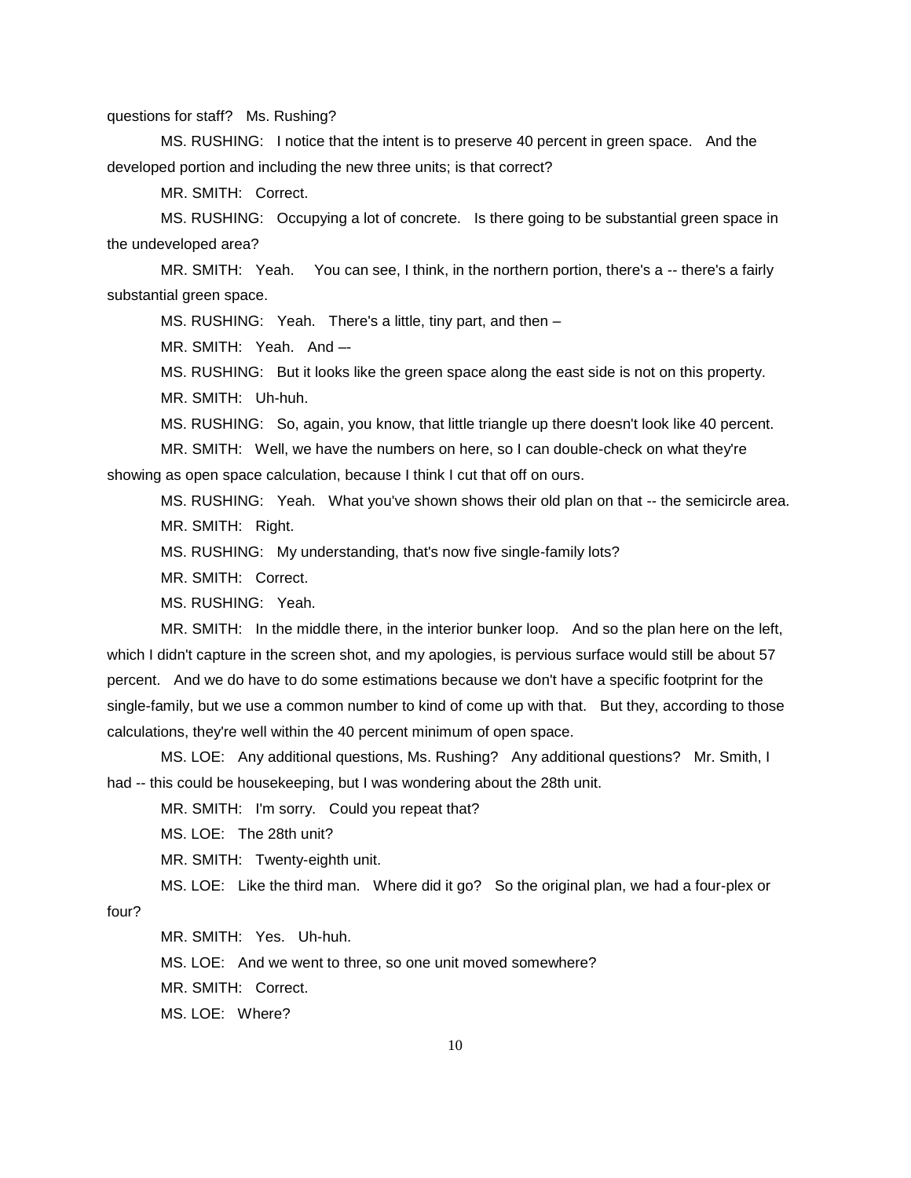questions for staff? Ms. Rushing?

MS. RUSHING: I notice that the intent is to preserve 40 percent in green space. And the developed portion and including the new three units; is that correct?

MR. SMITH: Correct.

MS. RUSHING: Occupying a lot of concrete. Is there going to be substantial green space in the undeveloped area?

MR. SMITH: Yeah. You can see, I think, in the northern portion, there's a -- there's a fairly substantial green space.

MS. RUSHING: Yeah. There's a little, tiny part, and then –

MR. SMITH: Yeah. And –-

MS. RUSHING: But it looks like the green space along the east side is not on this property.

MR. SMITH: Uh-huh.

MS. RUSHING: So, again, you know, that little triangle up there doesn't look like 40 percent.

MR. SMITH: Well, we have the numbers on here, so I can double-check on what they're showing as open space calculation, because I think I cut that off on ours.

MS. RUSHING: Yeah. What you've shown shows their old plan on that -- the semicircle area.

MR. SMITH: Right.

MS. RUSHING: My understanding, that's now five single-family lots?

MR. SMITH: Correct.

MS. RUSHING: Yeah.

MR. SMITH: In the middle there, in the interior bunker loop. And so the plan here on the left, which I didn't capture in the screen shot, and my apologies, is pervious surface would still be about 57 percent. And we do have to do some estimations because we don't have a specific footprint for the single-family, but we use a common number to kind of come up with that. But they, according to those calculations, they're well within the 40 percent minimum of open space.

MS. LOE: Any additional questions, Ms. Rushing? Any additional questions? Mr. Smith, I had -- this could be housekeeping, but I was wondering about the 28th unit.

MR. SMITH: I'm sorry. Could you repeat that?

MS. LOE: The 28th unit?

MR. SMITH: Twenty-eighth unit.

MS. LOE: Like the third man. Where did it go? So the original plan, we had a four-plex or four?

MR. SMITH: Yes. Uh-huh.

MS. LOE: And we went to three, so one unit moved somewhere?

MR. SMITH: Correct.

MS. LOE: Where?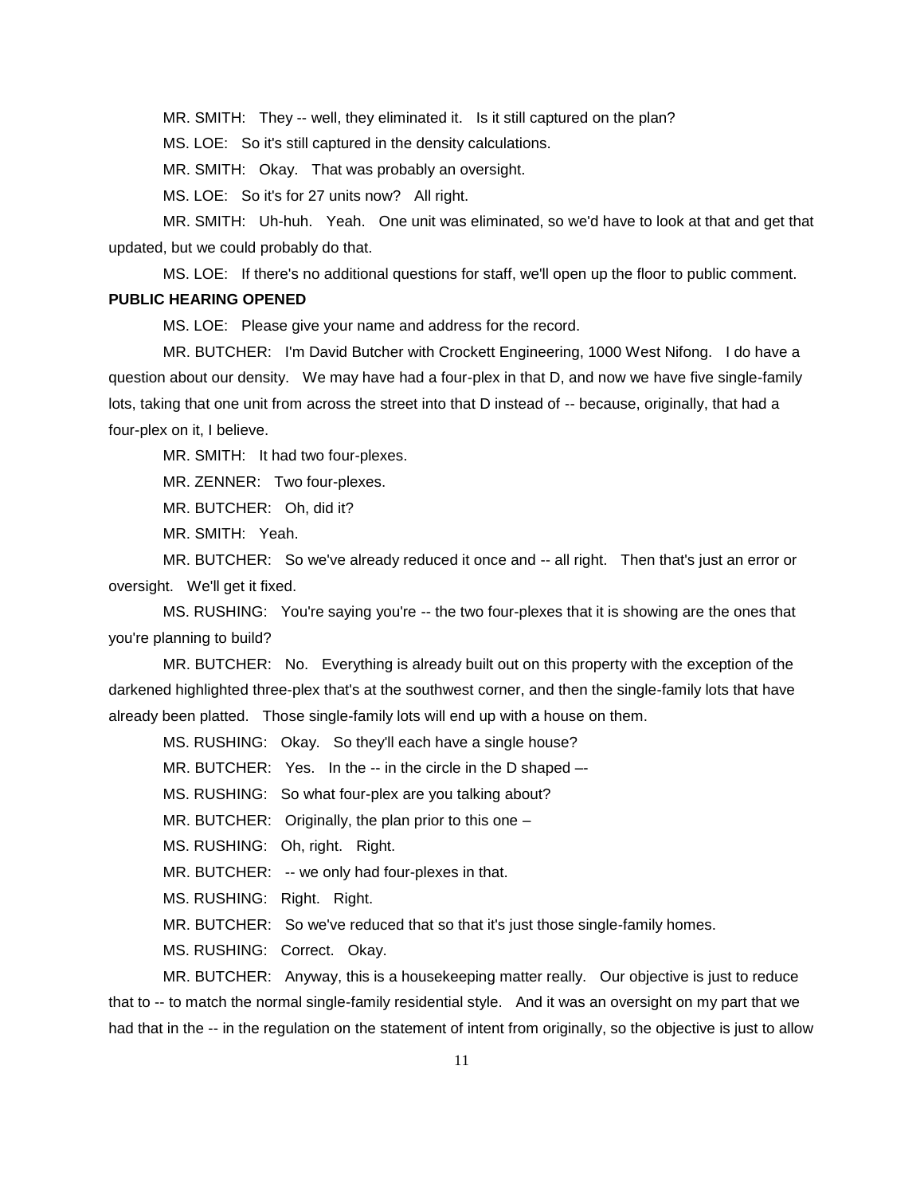MR. SMITH: They -- well, they eliminated it. Is it still captured on the plan?

MS. LOE: So it's still captured in the density calculations.

MR. SMITH: Okay. That was probably an oversight.

MS. LOE: So it's for 27 units now? All right.

MR. SMITH: Uh-huh. Yeah. One unit was eliminated, so we'd have to look at that and get that updated, but we could probably do that.

MS. LOE: If there's no additional questions for staff, we'll open up the floor to public comment.

**PUBLIC HEARING OPENED**

MS. LOE: Please give your name and address for the record.

MR. BUTCHER: I'm David Butcher with Crockett Engineering, 1000 West Nifong. I do have a question about our density. We may have had a four-plex in that D, and now we have five single-family lots, taking that one unit from across the street into that D instead of -- because, originally, that had a four-plex on it, I believe.

MR. SMITH: It had two four-plexes.

MR. ZENNER: Two four-plexes.

MR. BUTCHER: Oh, did it?

MR. SMITH: Yeah.

MR. BUTCHER: So we've already reduced it once and -- all right. Then that's just an error or oversight. We'll get it fixed.

MS. RUSHING: You're saying you're -- the two four-plexes that it is showing are the ones that you're planning to build?

MR. BUTCHER: No. Everything is already built out on this property with the exception of the darkened highlighted three-plex that's at the southwest corner, and then the single-family lots that have already been platted. Those single-family lots will end up with a house on them.

MS. RUSHING: Okay. So they'll each have a single house?

MR. BUTCHER: Yes. In the -- in the circle in the D shaped –-

MS. RUSHING: So what four-plex are you talking about?

MR. BUTCHER: Originally, the plan prior to this one –

MS. RUSHING: Oh, right. Right.

MR. BUTCHER: -- we only had four-plexes in that.

MS. RUSHING: Right. Right.

MR. BUTCHER: So we've reduced that so that it's just those single-family homes.

MS. RUSHING: Correct. Okay.

MR. BUTCHER: Anyway, this is a housekeeping matter really. Our objective is just to reduce that to -- to match the normal single-family residential style. And it was an oversight on my part that we had that in the -- in the regulation on the statement of intent from originally, so the objective is just to allow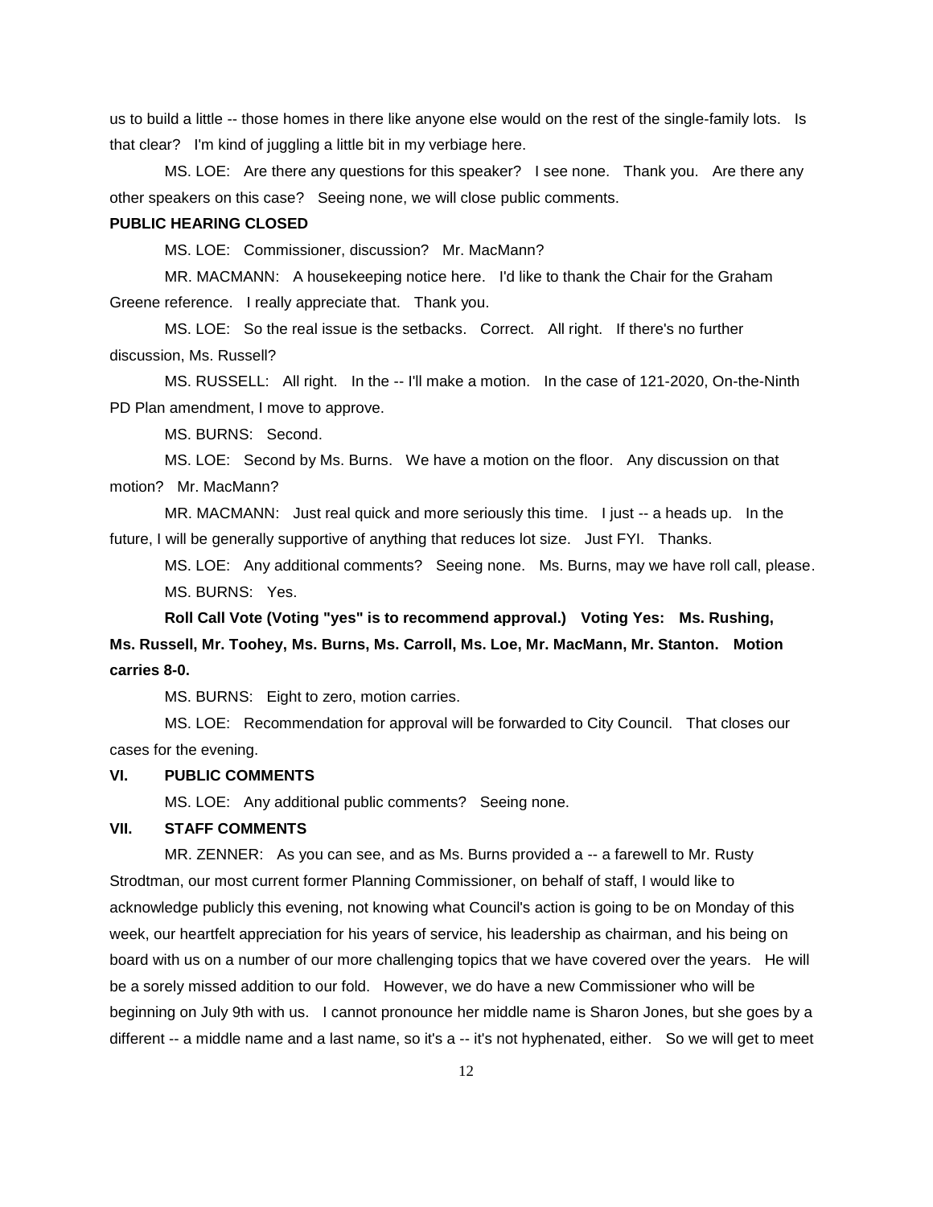us to build a little -- those homes in there like anyone else would on the rest of the single-family lots. Is that clear? I'm kind of juggling a little bit in my verbiage here.

MS. LOE: Are there any questions for this speaker? I see none. Thank you. Are there any other speakers on this case? Seeing none, we will close public comments.

**PUBLIC HEARING CLOSED**

MS. LOE: Commissioner, discussion? Mr. MacMann?

MR. MACMANN: A housekeeping notice here. I'd like to thank the Chair for the Graham Greene reference. I really appreciate that. Thank you.

MS. LOE: So the real issue is the setbacks. Correct. All right. If there's no further discussion, Ms. Russell?

MS. RUSSELL: All right. In the -- I'll make a motion. In the case of 121-2020, On-the-Ninth PD Plan amendment, I move to approve.

MS. BURNS: Second.

MS. LOE: Second by Ms. Burns. We have a motion on the floor. Any discussion on that motion? Mr. MacMann?

MR. MACMANN: Just real quick and more seriously this time. I just -- a heads up. In the future, I will be generally supportive of anything that reduces lot size. Just FYI. Thanks.

MS. LOE: Any additional comments? Seeing none. Ms. Burns, may we have roll call, please.

MS. BURNS: Yes.

**Roll Call Vote (Voting "yes" is to recommend approval.) Voting Yes: Ms. Rushing, Ms. Russell, Mr. Toohey, Ms. Burns, Ms. Carroll, Ms. Loe, Mr. MacMann, Mr. Stanton. Motion carries 8-0.**

MS. BURNS: Eight to zero, motion carries.

MS. LOE: Recommendation for approval will be forwarded to City Council. That closes our cases for the evening.

## VI. PUBLIC COMMENTS

MS. LOE: Any additional public comments? Seeing none.

## VII. STAFF COMMENTS

MR. ZENNER: As you can see, and as Ms. Burns provided a -- a farewell to Mr. Rusty Strodtman, our most current former Planning Commissioner, on behalf of staff, I would like to acknowledge publicly this evening, not knowing what Council's action is going to be on Monday of this week, our heartfelt appreciation for his years of service, his leadership as chairman, and his being on board with us on a number of our more challenging topics that we have covered over the years. He will be a sorely missed addition to our fold. However, we do have a new Commissioner who will be beginning on July 9th with us. I cannot pronounce her middle name is Sharon Jones, but she goes by a different -- a middle name and a last name, so it's a -- it's not hyphenated, either. So we will get to meet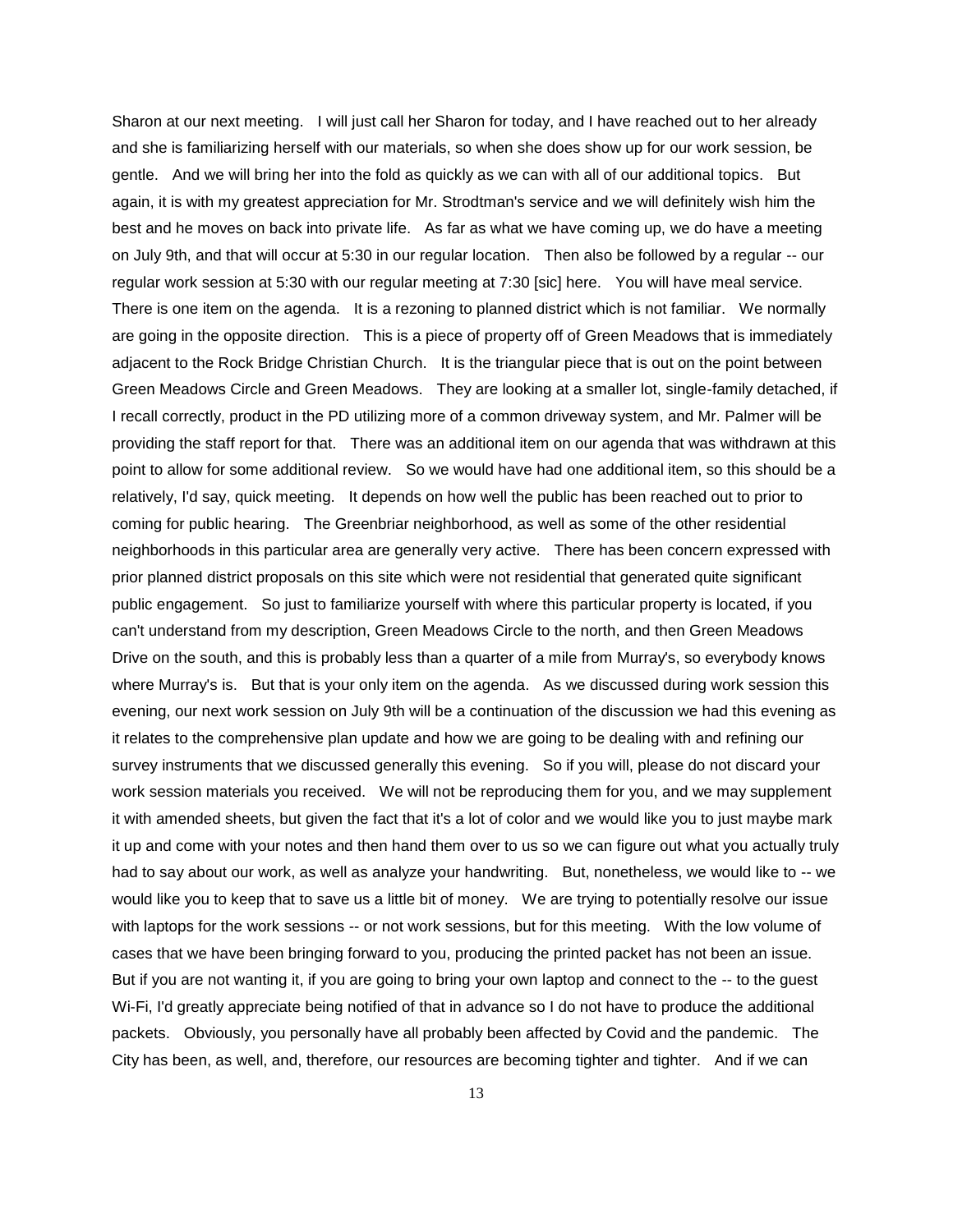Sharon at our next meeting. I will just call her Sharon for today, and I have reached out to her already and she is familiarizing herself with our materials, so when she does show up for our work session, be gentle. And we will bring her into the fold as quickly as we can with all of our additional topics. But again, it is with my greatest appreciation for Mr. Strodtman's service and we will definitely wish him the best and he moves on back into private life. As far as what we have coming up, we do have a meeting on July 9th, and that will occur at 5:30 in our regular location. Then also be followed by a regular -- our regular work session at 5:30 with our regular meeting at 7:30 [sic] here. You will have meal service. There is one item on the agenda. It is a rezoning to planned district which is not familiar. We normally are going in the opposite direction. This is a piece of property off of Green Meadows that is immediately adjacent to the Rock Bridge Christian Church. It is the triangular piece that is out on the point between Green Meadows Circle and Green Meadows. They are looking at a smaller lot, single-family detached, if I recall correctly, product in the PD utilizing more of a common driveway system, and Mr. Palmer will be providing the staff report for that. There was an additional item on our agenda that was withdrawn at this point to allow for some additional review. So we would have had one additional item, so this should be a relatively, I'd say, quick meeting. It depends on how well the public has been reached out to prior to coming for public hearing. The Greenbriar neighborhood, as well as some of the other residential neighborhoods in this particular area are generally very active. There has been concern expressed with prior planned district proposals on this site which were not residential that generated quite significant public engagement. So just to familiarize yourself with where this particular property is located, if you can't understand from my description, Green Meadows Circle to the north, and then Green Meadows Drive on the south, and this is probably less than a quarter of a mile from Murray's, so everybody knows where Murray's is. But that is your only item on the agenda. As we discussed during work session this evening, our next work session on July 9th will be a continuation of the discussion we had this evening as it relates to the comprehensive plan update and how we are going to be dealing with and refining our survey instruments that we discussed generally this evening. So if you will, please do not discard your work session materials you received. We will not be reproducing them for you, and we may supplement it with amended sheets, but given the fact that it's a lot of color and we would like you to just maybe mark it up and come with your notes and then hand them over to us so we can figure out what you actually truly had to say about our work, as well as analyze your handwriting. But, nonetheless, we would like to -- we would like you to keep that to save us a little bit of money. We are trying to potentially resolve our issue with laptops for the work sessions -- or not work sessions, but for this meeting. With the low volume of cases that we have been bringing forward to you, producing the printed packet has not been an issue. But if you are not wanting it, if you are going to bring your own laptop and connect to the -- to the guest Wi-Fi, I'd greatly appreciate being notified of that in advance so I do not have to produce the additional packets. Obviously, you personally have all probably been affected by Covid and the pandemic. The City has been, as well, and, therefore, our resources are becoming tighter and tighter. And if we can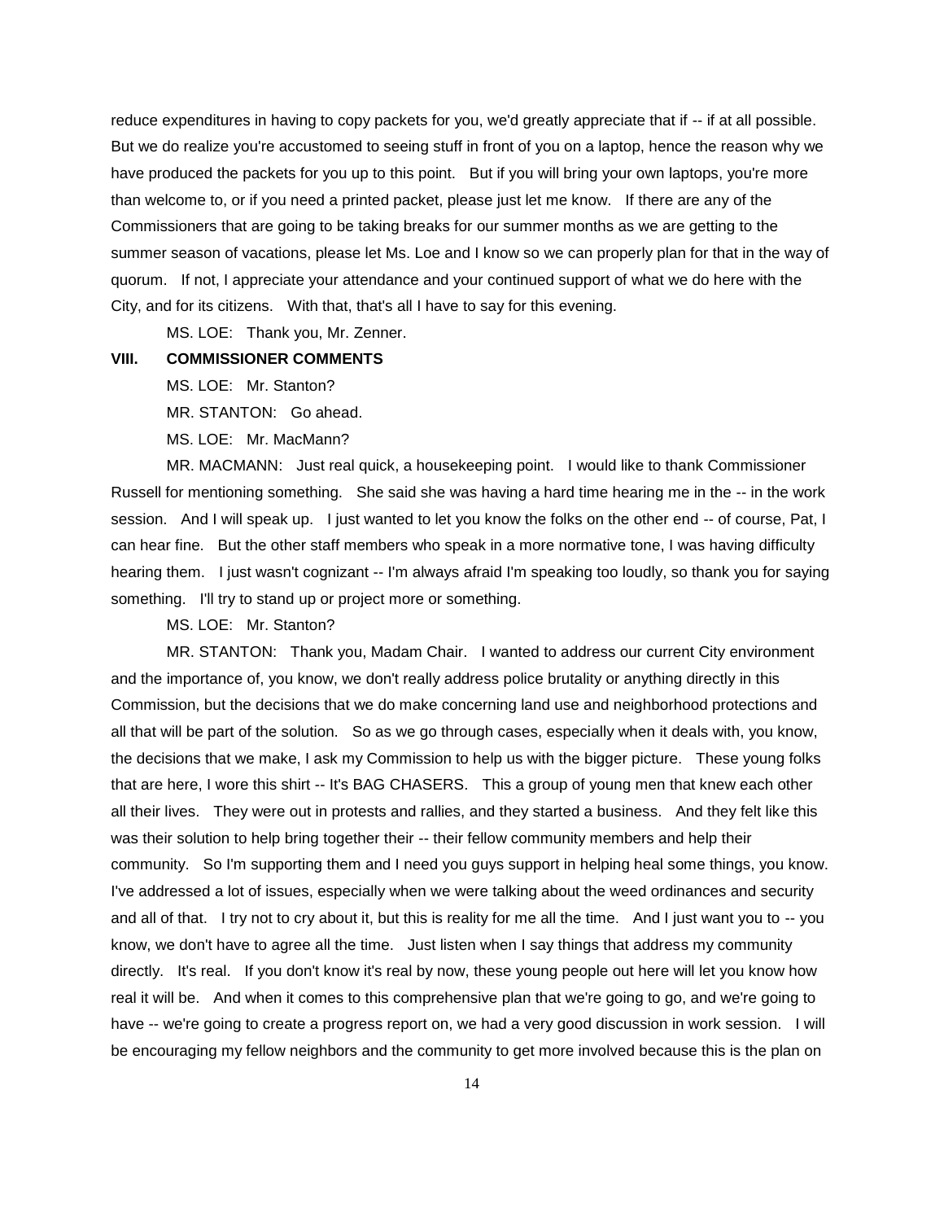reduce expenditures in having to copy packets for you, we'd greatly appreciate that if -- if at all possible. But we do realize you're accustomed to seeing stuff in front of you on a laptop, hence the reason why we have produced the packets for you up to this point. But if you will bring your own laptops, you're more than welcome to, or if you need a printed packet, please just let me know. If there are any of the Commissioners that are going to be taking breaks for our summer months as we are getting to the summer season of vacations, please let Ms. Loe and I know so we can properly plan for that in the way of quorum. If not, I appreciate your attendance and your continued support of what we do here with the City, and for its citizens. With that, that's all I have to say for this evening.

MS. LOE: Thank you, Mr. Zenner.

**VIII. COMMISSIONER COMMENTS**

MS. LOE: Mr. Stanton?

MR. STANTON: Go ahead.

MS. LOE: Mr. MacMann?

MR. MACMANN: Just real quick, a housekeeping point. I would like to thank Commissioner Russell for mentioning something. She said she was having a hard time hearing me in the -- in the work session. And I will speak up. I just wanted to let you know the folks on the other end -- of course, Pat, I can hear fine. But the other staff members who speak in a more normative tone, I was having difficulty hearing them. I just wasn't cognizant -- I'm always afraid I'm speaking too loudly, so thank you for saying something. I'll try to stand up or project more or something.

MS. LOE: Mr. Stanton?

MR. STANTON: Thank you, Madam Chair. I wanted to address our current City environment and the importance of, you know, we don't really address police brutality or anything directly in this Commission, but the decisions that we do make concerning land use and neighborhood protections and all that will be part of the solution. So as we go through cases, especially when it deals with, you know, the decisions that we make, I ask my Commission to help us with the bigger picture. These young folks that are here, I wore this shirt -- It's BAG CHASERS. This a group of young men that knew each other all their lives. They were out in protests and rallies, and they started a business. And they felt like this was their solution to help bring together their -- their fellow community members and help their community. So I'm supporting them and I need you guys support in helping heal some things, you know. I've addressed a lot of issues, especially when we were talking about the weed ordinances and security and all of that. I try not to cry about it, but this is reality for me all the time. And I just want you to -- you know, we don't have to agree all the time. Just listen when I say things that address my community directly. It's real. If you don't know it's real by now, these young people out here will let you know how real it will be. And when it comes to this comprehensive plan that we're going to go, and we're going to have -- we're going to create a progress report on, we had a very good discussion in work session. I will be encouraging my fellow neighbors and the community to get more involved because this is the plan on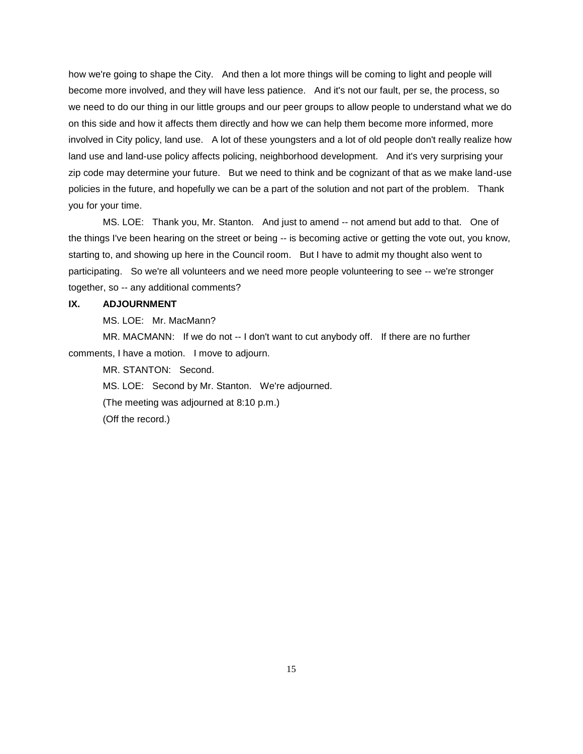how we're going to shape the City. And then a lot more things will be coming to light and people will become more involved, and they will have less patience. And it's not our fault, per se, the process, so we need to do our thing in our little groups and our peer groups to allow people to understand what we do on this side and how it affects them directly and how we can help them become more informed, more involved in City policy, land use. A lot of these youngsters and a lot of old people don't really realize how land use and land-use policy affects policing, neighborhood development. And it's very surprising your zip code may determine your future. But we need to think and be cognizant of that as we make land-use policies in the future, and hopefully we can be a part of the solution and not part of the problem. Thank you for your time.

MS. LOE: Thank you, Mr. Stanton. And just to amend -- not amend but add to that. One of the things I've been hearing on the street or being -- is becoming active or getting the vote out, you know, starting to, and showing up here in the Council room. But I have to admit my thought also went to participating. So we're all volunteers and we need more people volunteering to see -- we're stronger together, so -- any additional comments?

**IX. ADJOURNMENT**

MS. LOE: Mr. MacMann?

MR. MACMANN: If we do not -- I don't want to cut anybody off. If there are no further comments, I have a motion. I move to adjourn.

MR. STANTON: Second.

MS. LOE: Second by Mr. Stanton. We're adjourned.

(The meeting was adjourned at 8:10 p.m.)

(Off the record.)